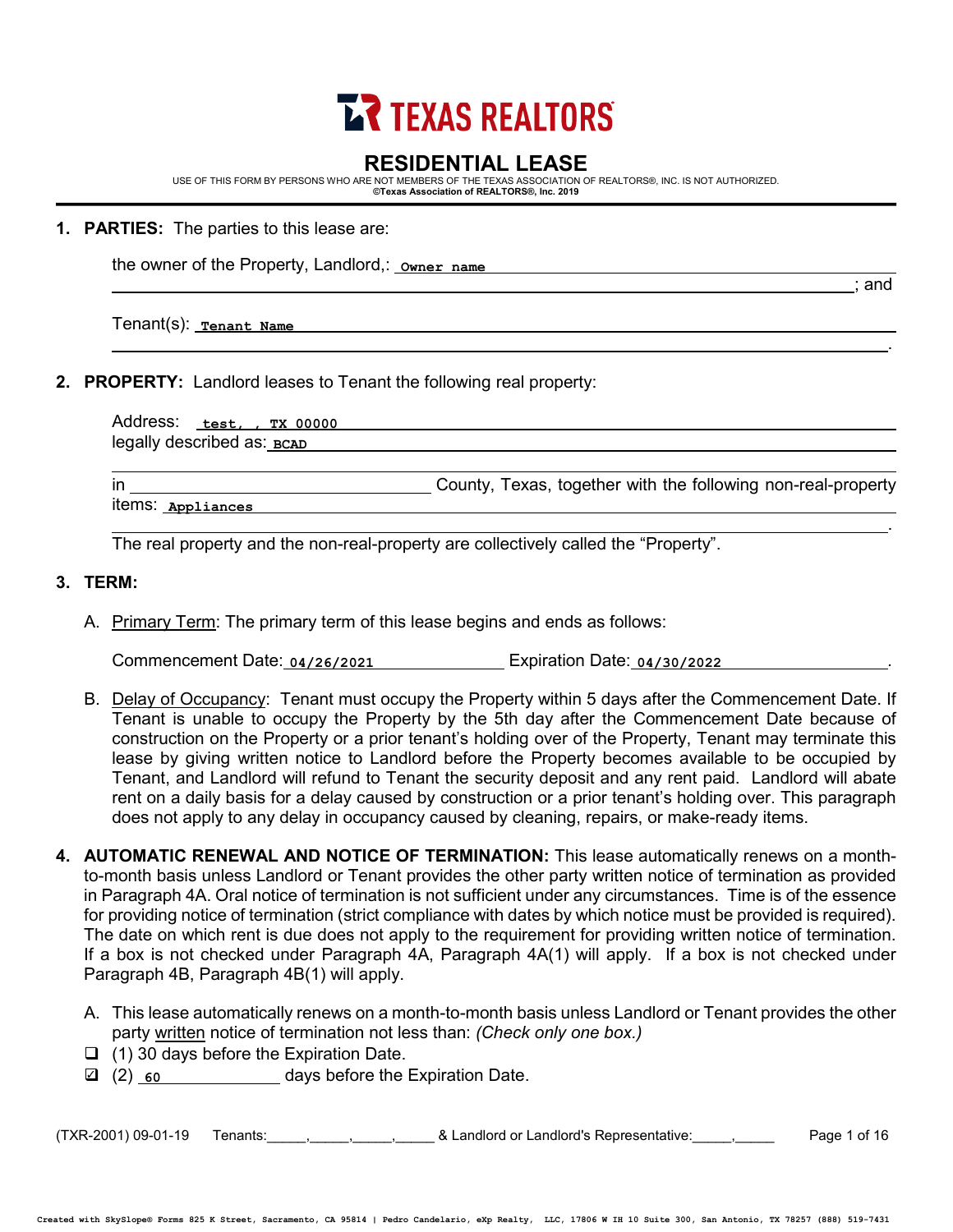# TEXAS REALTORS

## RESIDENTIAL LEASE

USE OF THIS FORM BY PERSONS WHO ARE NOT MEMBERS OF THE TEXAS ASSOCIATION OF REALTORS®, INC. IS NOT AUTHORIZED.
**©Texas Association of REALTORS®, Inc. 2019**

1. **PARTIES:** The parties to this lease are:

   the owner of the Property, Landlord,: Owner name ________________________________________________; and

   Tenant(s): Tenant Name ________________________________________________.

2. **PROPERTY:** Landlord leases to Tenant the following real property:

   Address: test, , TX 00000
   legally described as: BCAD

   in ________________ County, Texas, together with the following non-real-property items: Appliances ________________________________________________.

   The real property and the non-real-property are collectively called the "Property".

3. **TERM:**

   A. Primary Term: The primary term of this lease begins and ends as follows:

      Commencement Date: 04/26/2021 Expiration Date: 04/30/2022.

   B. Delay of Occupancy: Tenant must occupy the Property within 5 days after the Commencement Date. If Tenant is unable to occupy the Property by the 5th day after the Commencement Date because of construction on the Property or a prior tenant's holding over of the Property, Tenant may terminate this lease by giving written notice to Landlord before the Property becomes available to be occupied by Tenant, and Landlord will refund to Tenant the security deposit and any rent paid. Landlord will abate rent on a daily basis for a delay caused by construction or a prior tenant's holding over. This paragraph does not apply to any delay in occupancy caused by cleaning, repairs, or make-ready items.

4. **AUTOMATIC RENEWAL AND NOTICE OF TERMINATION:** This lease automatically renews on a month-to-month basis unless Landlord or Tenant provides the other party written notice of termination as provided in Paragraph 4A. Oral notice of termination is not sufficient under any circumstances. Time is of the essence for providing notice of termination (strict compliance with dates by which notice must be provided is required). The date on which rent is due does not apply to the requirement for providing written notice of termination. If a box is not checked under Paragraph 4A, Paragraph 4A(1) will apply. If a box is not checked under Paragraph 4B, Paragraph 4B(1) will apply.

   A. This lease automatically renews on a month-to-month basis unless Landlord or Tenant provides the other party written notice of termination not less than: *(Check only one box.)*

   ☐ (1) 30 days before the Expiration Date.
   ☑ (2) 60 days before the Expiration Date.

(TXR-2001) 09-01-19 Tenants:_____,_____,_____,_____ & Landlord or Landlord's Representative:_____,_____

Created with SkySlope® Forms 825 K Street, Sacramento, CA 95814 | Pedro Candelario, eXp Realty, LLC, 17806 W IH 10 Suite 300, San Antonio, TX 78257 (888) 519-7431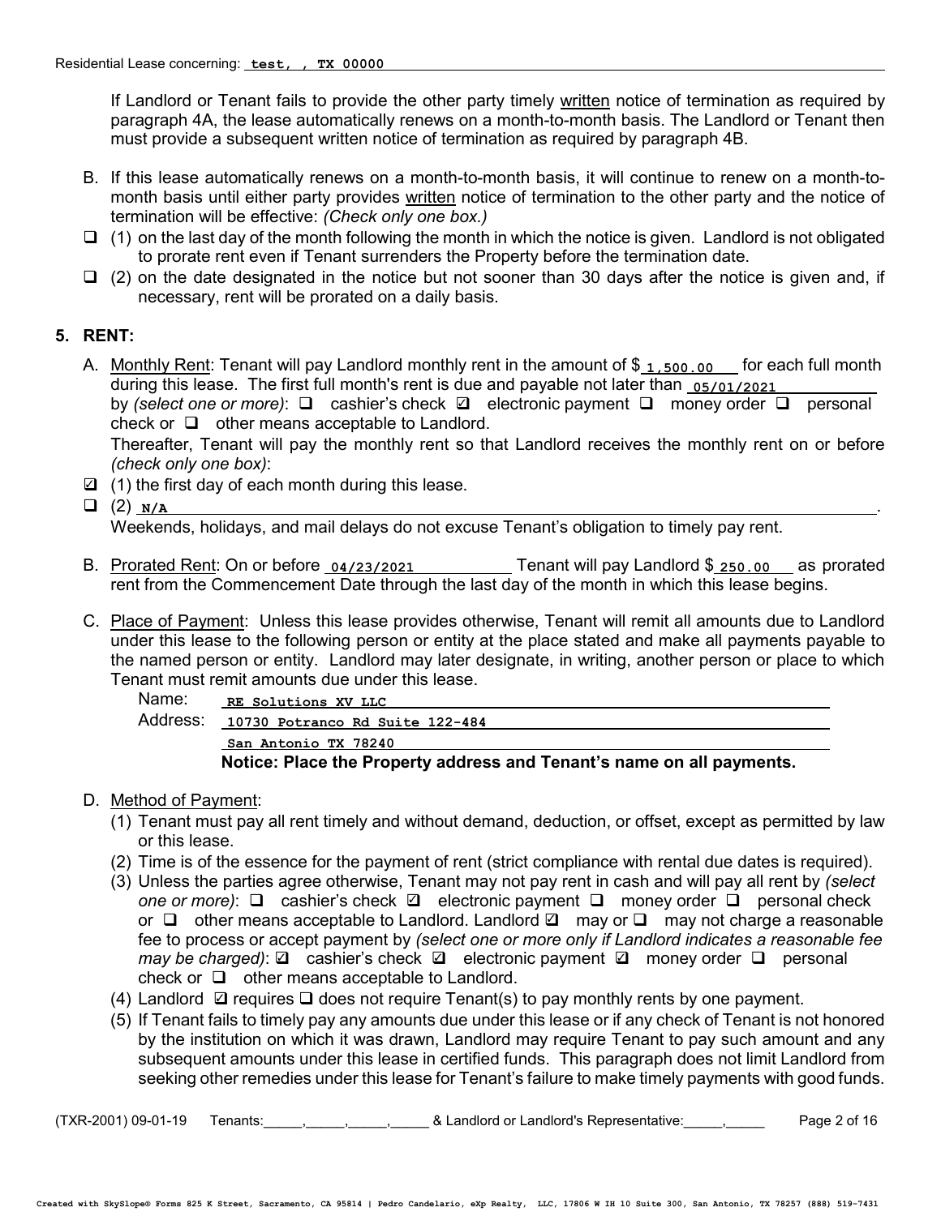If Landlord or Tenant fails to provide the other party timely written notice of termination as required by paragraph 4A, the lease automatically renews on a month-to-month basis. The Landlord or Tenant then must provide a subsequent written notice of termination as required by paragraph 4B.

B. If this lease automatically renews on a month-to-month basis, it will continue to renew on a month-to-month basis until either party provides written notice of termination to the other party and the notice of termination will be effective: *(Check only one box.)*

❑ (1) on the last day of the month following the month in which the notice is given. Landlord is not obligated to prorate rent even if Tenant surrenders the Property before the termination date.

❑ (2) on the date designated in the notice but not sooner than 30 days after the notice is given and, if necessary, rent will be prorated on a daily basis.

## 5. RENT:

A. Monthly Rent: Tenant will pay Landlord monthly rent in the amount of $ **1,500.00** for each full month during this lease. The first full month's rent is due and payable not later than **05/01/2021** by *(select one or more)*: ❑ cashier's check ☑ electronic payment ❑ money order ❑ personal check or ❑ other means acceptable to Landlord.

Thereafter, Tenant will pay the monthly rent so that Landlord receives the monthly rent on or before *(check only one box)*:

☑ (1) the first day of each month during this lease.

❑ (2) **N/A** .

Weekends, holidays, and mail delays do not excuse Tenant's obligation to timely pay rent.

B. Prorated Rent: On or before **04/23/2021** Tenant will pay Landlord $ **250.00** as prorated rent from the Commencement Date through the last day of the month in which this lease begins.

C. Place of Payment: Unless this lease provides otherwise, Tenant will remit all amounts due to Landlord under this lease to the following person or entity at the place stated and make all payments payable to the named person or entity. Landlord may later designate, in writing, another person or place to which Tenant must remit amounts due under this lease.

Name: **RE Solutions XV LLC**
Address: **10730 Potranco Rd Suite 122-484**
**San Antonio TX 78240**

**Notice: Place the Property address and Tenant's name on all payments.**

D. Method of Payment:

(1) Tenant must pay all rent timely and without demand, deduction, or offset, except as permitted by law or this lease.

(2) Time is of the essence for the payment of rent (strict compliance with rental due dates is required).

(3) Unless the parties agree otherwise, Tenant may not pay rent in cash and will pay all rent by *(select one or more)*: ❑ cashier's check ☑ electronic payment ❑ money order ❑ personal check or ❑ other means acceptable to Landlord. Landlord ☑ may or ❑ may not charge a reasonable fee to process or accept payment by *(select one or more only if Landlord indicates a reasonable fee may be charged)*: ☑ cashier's check ☑ electronic payment ☑ money order ❑ personal check or ❑ other means acceptable to Landlord.

(4) Landlord ☑ requires ❑ does not require Tenant(s) to pay monthly rents by one payment.

(5) If Tenant fails to timely pay any amounts due under this lease or if any check of Tenant is not honored by the institution on which it was drawn, Landlord may require Tenant to pay such amount and any subsequent amounts under this lease in certified funds. This paragraph does not limit Landlord from seeking other remedies under this lease for Tenant's failure to make timely payments with good funds.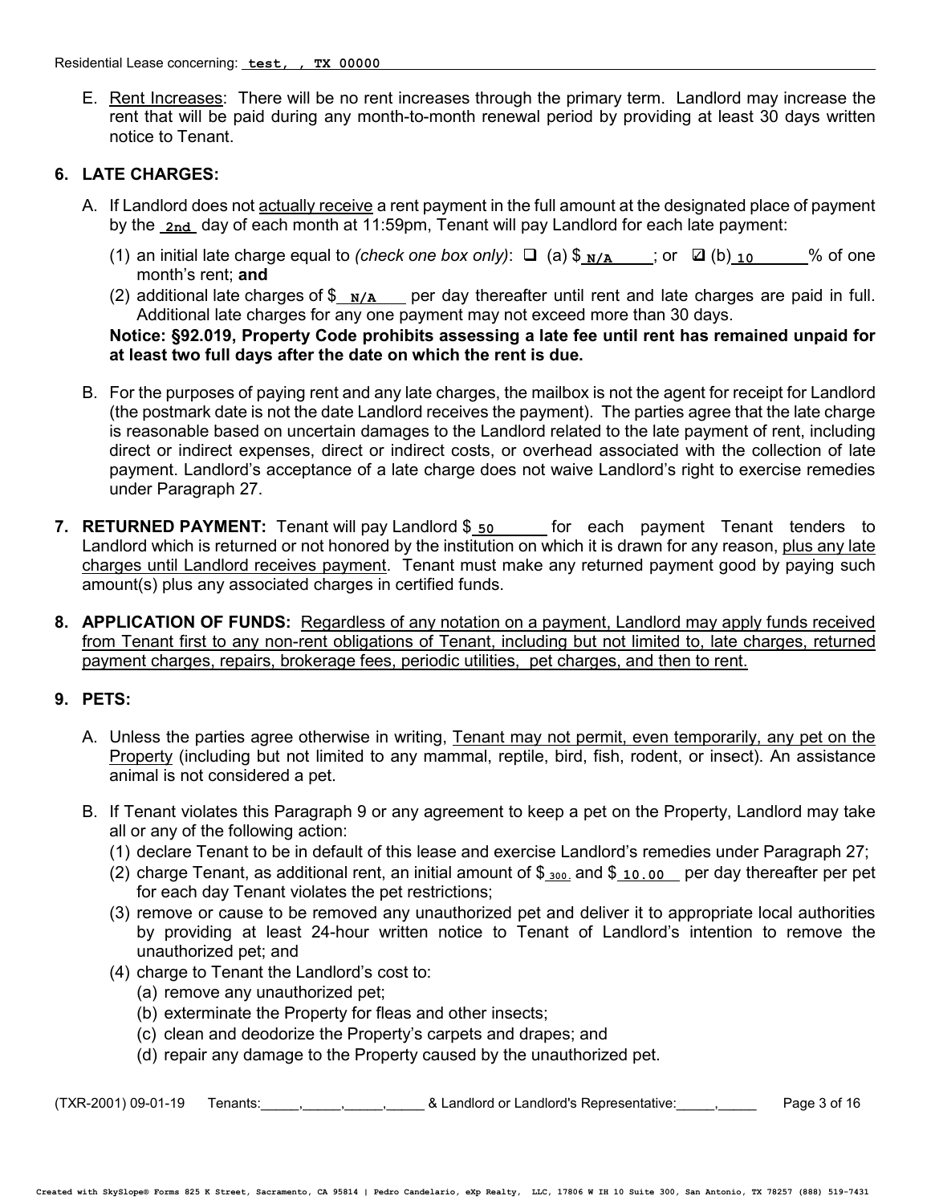E. Rent Increases: There will be no rent increases through the primary term. Landlord may increase the rent that will be paid during any month-to-month renewal period by providing at least 30 days written notice to Tenant.

**6. LATE CHARGES:**

A. If Landlord does not actually receive a rent payment in the full amount at the designated place of payment by the **2nd** day of each month at 11:59pm, Tenant will pay Landlord for each late payment:

(1) an initial late charge equal to *(check one box only)*: ☐ (a) $ **N/A** ; or ☑ (b) **10** % of one month's rent; **and**

(2) additional late charges of $ **N/A** per day thereafter until rent and late charges are paid in full. Additional late charges for any one payment may not exceed more than 30 days.

**Notice: §92.019, Property Code prohibits assessing a late fee until rent has remained unpaid for at least two full days after the date on which the rent is due.**

B. For the purposes of paying rent and any late charges, the mailbox is not the agent for receipt for Landlord (the postmark date is not the date Landlord receives the payment). The parties agree that the late charge is reasonable based on uncertain damages to the Landlord related to the late payment of rent, including direct or indirect expenses, direct or indirect costs, or overhead associated with the collection of late payment. Landlord's acceptance of a late charge does not waive Landlord's right to exercise remedies under Paragraph 27.

**7. RETURNED PAYMENT:** Tenant will pay Landlord $ **50** for each payment Tenant tenders to Landlord which is returned or not honored by the institution on which it is drawn for any reason, plus any late charges until Landlord receives payment. Tenant must make any returned payment good by paying such amount(s) plus any associated charges in certified funds.

**8. APPLICATION OF FUNDS:** Regardless of any notation on a payment, Landlord may apply funds received from Tenant first to any non-rent obligations of Tenant, including but not limited to, late charges, returned payment charges, repairs, brokerage fees, periodic utilities, pet charges, and then to rent.

**9. PETS:**

A. Unless the parties agree otherwise in writing, Tenant may not permit, even temporarily, any pet on the Property (including but not limited to any mammal, reptile, bird, fish, rodent, or insect). An assistance animal is not considered a pet.

B. If Tenant violates this Paragraph 9 or any agreement to keep a pet on the Property, Landlord may take all or any of the following action:

(1) declare Tenant to be in default of this lease and exercise Landlord's remedies under Paragraph 27;

(2) charge Tenant, as additional rent, an initial amount of $ **300.** and $ **10.00** per day thereafter per pet for each day Tenant violates the pet restrictions;

(3) remove or cause to be removed any unauthorized pet and deliver it to appropriate local authorities by providing at least 24-hour written notice to Tenant of Landlord's intention to remove the unauthorized pet; and

(4) charge to Tenant the Landlord's cost to:

(a) remove any unauthorized pet;

(b) exterminate the Property for fleas and other insects;

(c) clean and deodorize the Property's carpets and drapes; and

(d) repair any damage to the Property caused by the unauthorized pet.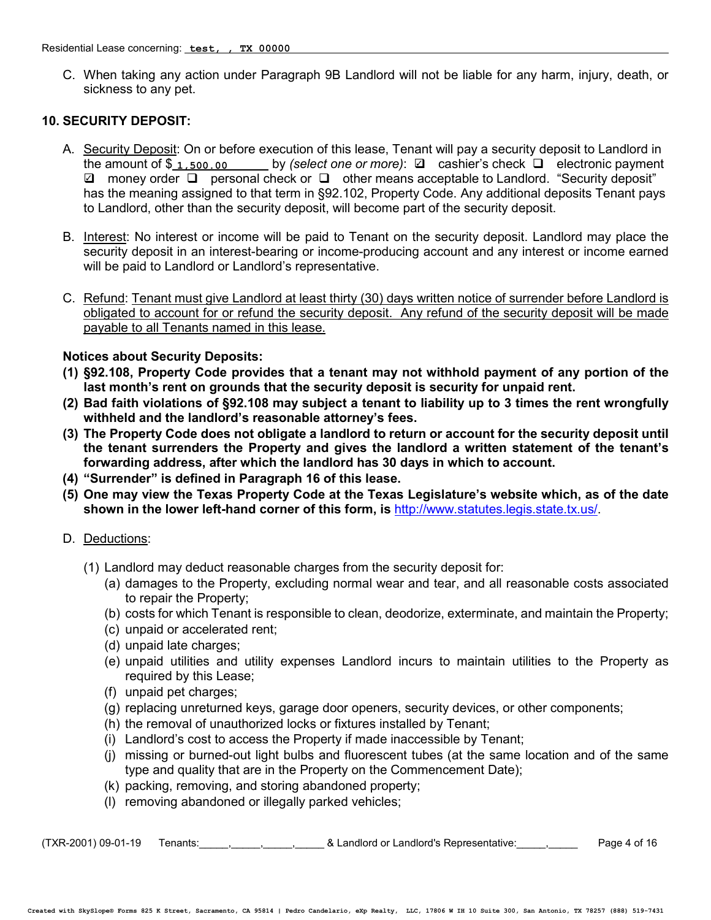C. When taking any action under Paragraph 9B Landlord will not be liable for any harm, injury, death, or sickness to any pet.

## 10. SECURITY DEPOSIT:

A. Security Deposit: On or before execution of this lease, Tenant will pay a security deposit to Landlord in the amount of $ 1,500.00 by *(select one or more)*: ☑ cashier's check ☐ electronic payment ☑ money order ☐ personal check or ☐ other means acceptable to Landlord. "Security deposit" has the meaning assigned to that term in §92.102, Property Code. Any additional deposits Tenant pays to Landlord, other than the security deposit, will become part of the security deposit.

B. Interest: No interest or income will be paid to Tenant on the security deposit. Landlord may place the security deposit in an interest-bearing or income-producing account and any interest or income earned will be paid to Landlord or Landlord's representative.

C. Refund: Tenant must give Landlord at least thirty (30) days written notice of surrender before Landlord is obligated to account for or refund the security deposit. Any refund of the security deposit will be made payable to all Tenants named in this lease.

**Notices about Security Deposits:**

**(1) §92.108, Property Code provides that a tenant may not withhold payment of any portion of the last month's rent on grounds that the security deposit is security for unpaid rent.**

**(2) Bad faith violations of §92.108 may subject a tenant to liability up to 3 times the rent wrongfully withheld and the landlord's reasonable attorney's fees.**

**(3) The Property Code does not obligate a landlord to return or account for the security deposit until the tenant surrenders the Property and gives the landlord a written statement of the tenant's forwarding address, after which the landlord has 30 days in which to account.**

**(4) "Surrender" is defined in Paragraph 16 of this lease.**

**(5) One may view the Texas Property Code at the Texas Legislature's website which, as of the date shown in the lower left-hand corner of this form, is** http://www.statutes.legis.state.tx.us/.

D. Deductions:

(1) Landlord may deduct reasonable charges from the security deposit for:

- (a) damages to the Property, excluding normal wear and tear, and all reasonable costs associated to repair the Property;
- (b) costs for which Tenant is responsible to clean, deodorize, exterminate, and maintain the Property;
- (c) unpaid or accelerated rent;
- (d) unpaid late charges;
- (e) unpaid utilities and utility expenses Landlord incurs to maintain utilities to the Property as required by this Lease;
- (f) unpaid pet charges;
- (g) replacing unreturned keys, garage door openers, security devices, or other components;
- (h) the removal of unauthorized locks or fixtures installed by Tenant;
- (i) Landlord's cost to access the Property if made inaccessible by Tenant;
- (j) missing or burned-out light bulbs and fluorescent tubes (at the same location and of the same type and quality that are in the Property on the Commencement Date);
- (k) packing, removing, and storing abandoned property;
- (l) removing abandoned or illegally parked vehicles;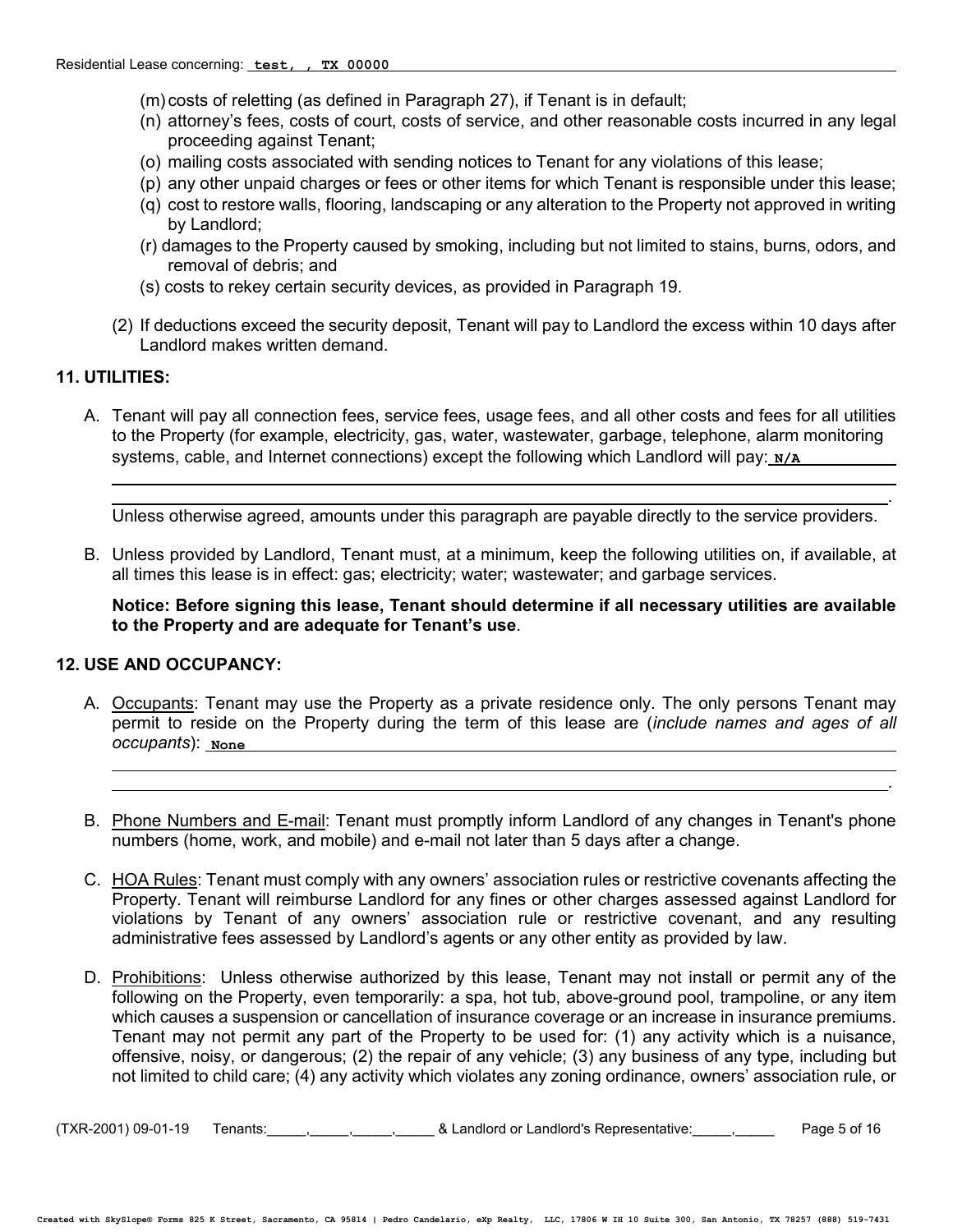(m) costs of reletting (as defined in Paragraph 27), if Tenant is in default;

(n) attorney's fees, costs of court, costs of service, and other reasonable costs incurred in any legal proceeding against Tenant;

(o) mailing costs associated with sending notices to Tenant for any violations of this lease;

(p) any other unpaid charges or fees or other items for which Tenant is responsible under this lease;

(q) cost to restore walls, flooring, landscaping or any alteration to the Property not approved in writing by Landlord;

(r) damages to the Property caused by smoking, including but not limited to stains, burns, odors, and removal of debris; and

(s) costs to rekey certain security devices, as provided in Paragraph 19.

(2) If deductions exceed the security deposit, Tenant will pay to Landlord the excess within 10 days after Landlord makes written demand.

## 11. UTILITIES:

A. Tenant will pay all connection fees, service fees, usage fees, and all other costs and fees for all utilities to the Property (for example, electricity, gas, water, wastewater, garbage, telephone, alarm monitoring systems, cable, and Internet connections) except the following which Landlord will pay: N/A

Unless otherwise agreed, amounts under this paragraph are payable directly to the service providers.

B. Unless provided by Landlord, Tenant must, at a minimum, keep the following utilities on, if available, at all times this lease is in effect: gas; electricity; water; wastewater; and garbage services.

**Notice: Before signing this lease, Tenant should determine if all necessary utilities are available to the Property and are adequate for Tenant's use**.

## 12. USE AND OCCUPANCY:

A. Occupants: Tenant may use the Property as a private residence only. The only persons Tenant may permit to reside on the Property during the term of this lease are (*include names and ages of all occupants*): None

B. Phone Numbers and E-mail: Tenant must promptly inform Landlord of any changes in Tenant's phone numbers (home, work, and mobile) and e-mail not later than 5 days after a change.

C. HOA Rules: Tenant must comply with any owners' association rules or restrictive covenants affecting the Property. Tenant will reimburse Landlord for any fines or other charges assessed against Landlord for violations by Tenant of any owners' association rule or restrictive covenant, and any resulting administrative fees assessed by Landlord's agents or any other entity as provided by law.

D. Prohibitions: Unless otherwise authorized by this lease, Tenant may not install or permit any of the following on the Property, even temporarily: a spa, hot tub, above-ground pool, trampoline, or any item which causes a suspension or cancellation of insurance coverage or an increase in insurance premiums. Tenant may not permit any part of the Property to be used for: (1) any activity which is a nuisance, offensive, noisy, or dangerous; (2) the repair of any vehicle; (3) any business of any type, including but not limited to child care; (4) any activity which violates any zoning ordinance, owners' association rule, or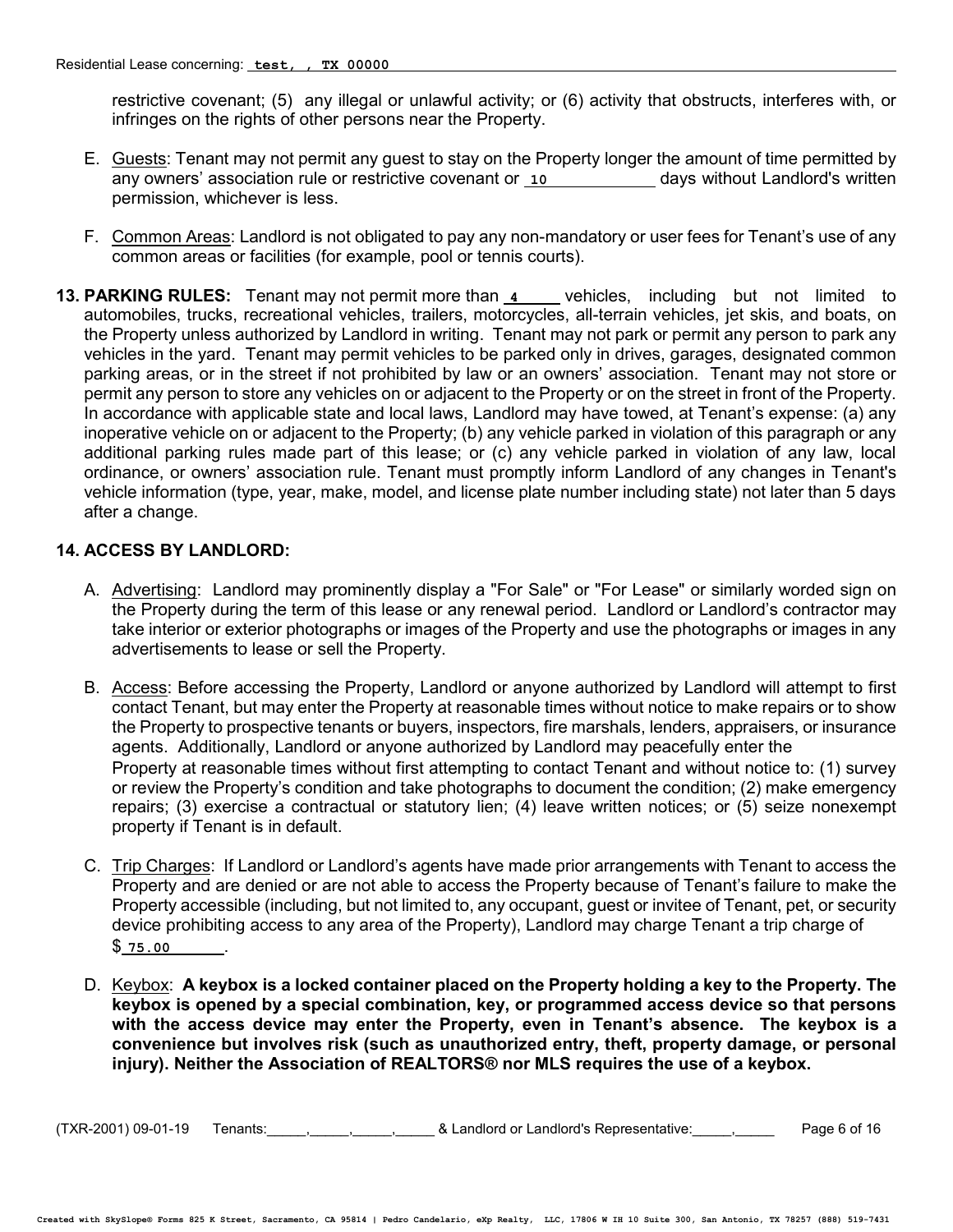restrictive covenant; (5) any illegal or unlawful activity; or (6) activity that obstructs, interferes with, or infringes on the rights of other persons near the Property.

E. Guests: Tenant may not permit any guest to stay on the Property longer the amount of time permitted by any owners' association rule or restrictive covenant or 10 days without Landlord's written permission, whichever is less.

F. Common Areas: Landlord is not obligated to pay any non-mandatory or user fees for Tenant's use of any common areas or facilities (for example, pool or tennis courts).

**13. PARKING RULES:** Tenant may not permit more than 4 vehicles, including but not limited to automobiles, trucks, recreational vehicles, trailers, motorcycles, all-terrain vehicles, jet skis, and boats, on the Property unless authorized by Landlord in writing. Tenant may not park or permit any person to park any vehicles in the yard. Tenant may permit vehicles to be parked only in drives, garages, designated common parking areas, or in the street if not prohibited by law or an owners' association. Tenant may not store or permit any person to store any vehicles on or adjacent to the Property or on the street in front of the Property. In accordance with applicable state and local laws, Landlord may have towed, at Tenant's expense: (a) any inoperative vehicle on or adjacent to the Property; (b) any vehicle parked in violation of this paragraph or any additional parking rules made part of this lease; or (c) any vehicle parked in violation of any law, local ordinance, or owners' association rule. Tenant must promptly inform Landlord of any changes in Tenant's vehicle information (type, year, make, model, and license plate number including state) not later than 5 days after a change.

**14. ACCESS BY LANDLORD:**

A. Advertising: Landlord may prominently display a "For Sale" or "For Lease" or similarly worded sign on the Property during the term of this lease or any renewal period. Landlord or Landlord's contractor may take interior or exterior photographs or images of the Property and use the photographs or images in any advertisements to lease or sell the Property.

B. Access: Before accessing the Property, Landlord or anyone authorized by Landlord will attempt to first contact Tenant, but may enter the Property at reasonable times without notice to make repairs or to show the Property to prospective tenants or buyers, inspectors, fire marshals, lenders, appraisers, or insurance agents. Additionally, Landlord or anyone authorized by Landlord may peacefully enter the Property at reasonable times without first attempting to contact Tenant and without notice to: (1) survey or review the Property's condition and take photographs to document the condition; (2) make emergency repairs; (3) exercise a contractual or statutory lien; (4) leave written notices; or (5) seize nonexempt property if Tenant is in default.

C. Trip Charges: If Landlord or Landlord's agents have made prior arrangements with Tenant to access the Property and are denied or are not able to access the Property because of Tenant's failure to make the Property accessible (including, but not limited to, any occupant, guest or invitee of Tenant, pet, or security device prohibiting access to any area of the Property), Landlord may charge Tenant a trip charge of $ 75.00 .

D. Keybox: **A keybox is a locked container placed on the Property holding a key to the Property. The keybox is opened by a special combination, key, or programmed access device so that persons with the access device may enter the Property, even in Tenant's absence. The keybox is a convenience but involves risk (such as unauthorized entry, theft, property damage, or personal injury). Neither the Association of REALTORS® nor MLS requires the use of a keybox.**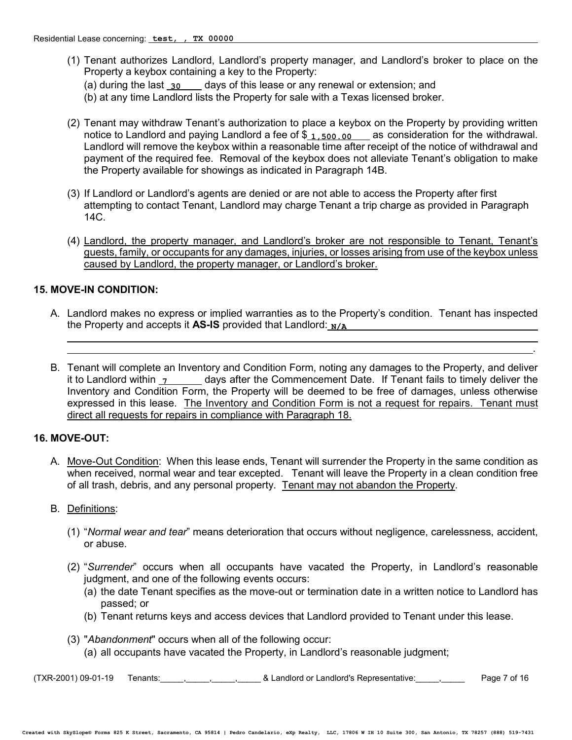(1) Tenant authorizes Landlord, Landlord's property manager, and Landlord's broker to place on the Property a keybox containing a key to the Property:
   (a) during the last 30 days of this lease or any renewal or extension; and
   (b) at any time Landlord lists the Property for sale with a Texas licensed broker.

(2) Tenant may withdraw Tenant's authorization to place a keybox on the Property by providing written notice to Landlord and paying Landlord a fee of $ 1,500.00 as consideration for the withdrawal. Landlord will remove the keybox within a reasonable time after receipt of the notice of withdrawal and payment of the required fee. Removal of the keybox does not alleviate Tenant's obligation to make the Property available for showings as indicated in Paragraph 14B.

(3) If Landlord or Landlord's agents are denied or are not able to access the Property after first attempting to contact Tenant, Landlord may charge Tenant a trip charge as provided in Paragraph 14C.

(4) <u>Landlord, the property manager, and Landlord's broker are not responsible to Tenant, Tenant's guests, family, or occupants for any damages, injuries, or losses arising from use of the keybox unless caused by Landlord, the property manager, or Landlord's broker.</u>

## 15. MOVE-IN CONDITION:

A. Landlord makes no express or implied warranties as to the Property's condition. Tenant has inspected the Property and accepts it **AS-IS** provided that Landlord: N/A

B. Tenant will complete an Inventory and Condition Form, noting any damages to the Property, and deliver it to Landlord within 7 days after the Commencement Date. If Tenant fails to timely deliver the Inventory and Condition Form, the Property will be deemed to be free of damages, unless otherwise expressed in this lease. <u>The Inventory and Condition Form is not a request for repairs. Tenant must direct all requests for repairs in compliance with Paragraph 18.</u>

## 16. MOVE-OUT:

A. <u>Move-Out Condition</u>: When this lease ends, Tenant will surrender the Property in the same condition as when received, normal wear and tear excepted. Tenant will leave the Property in a clean condition free of all trash, debris, and any personal property. <u>Tenant may not abandon the Property</u>.

B. <u>Definitions</u>:

(1) "*Normal wear and tear*" means deterioration that occurs without negligence, carelessness, accident, or abuse.

(2) "*Surrender*" occurs when all occupants have vacated the Property, in Landlord's reasonable judgment, and one of the following events occurs:
   (a) the date Tenant specifies as the move-out or termination date in a written notice to Landlord has passed; or
   (b) Tenant returns keys and access devices that Landlord provided to Tenant under this lease.

(3) "*Abandonment*" occurs when all of the following occur:
   (a) all occupants have vacated the Property, in Landlord's reasonable judgment;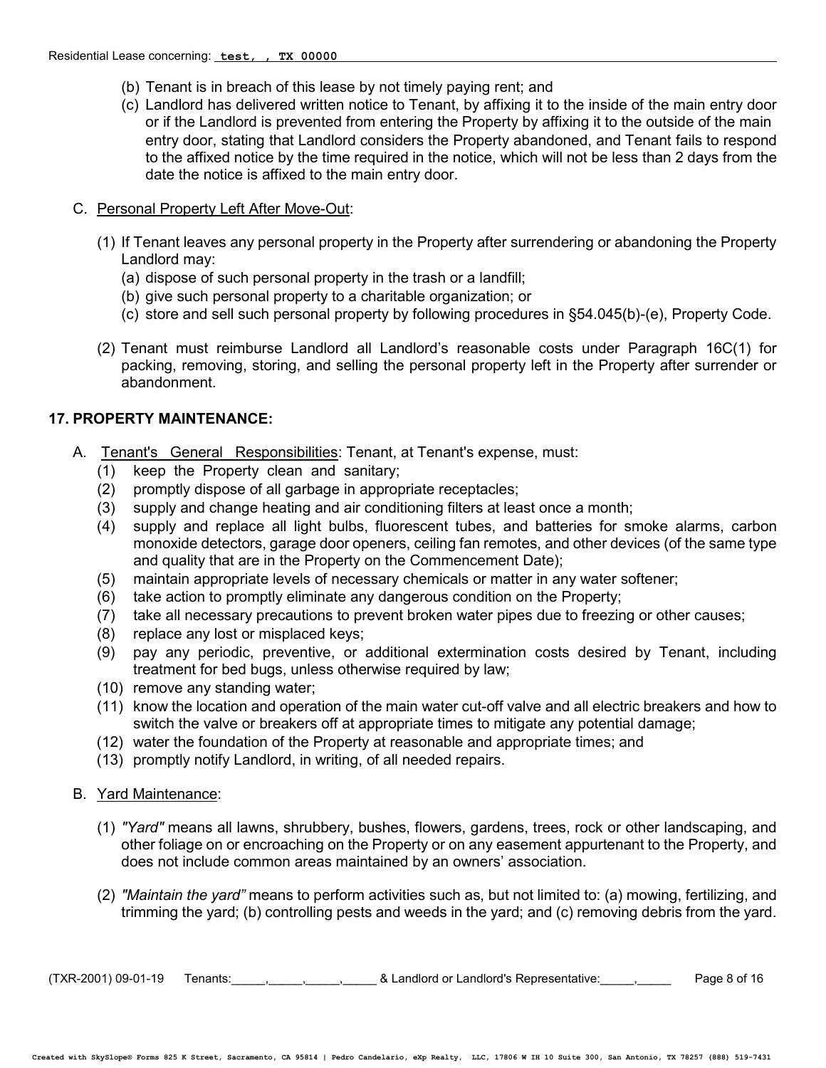(b) Tenant is in breach of this lease by not timely paying rent; and

(c) Landlord has delivered written notice to Tenant, by affixing it to the inside of the main entry door or if the Landlord is prevented from entering the Property by affixing it to the outside of the main entry door, stating that Landlord considers the Property abandoned, and Tenant fails to respond to the affixed notice by the time required in the notice, which will not be less than 2 days from the date the notice is affixed to the main entry door.

C. Personal Property Left After Move-Out:

(1) If Tenant leaves any personal property in the Property after surrendering or abandoning the Property Landlord may:
   (a) dispose of such personal property in the trash or a landfill;
   (b) give such personal property to a charitable organization; or
   (c) store and sell such personal property by following procedures in §54.045(b)-(e), Property Code.

(2) Tenant must reimburse Landlord all Landlord's reasonable costs under Paragraph 16C(1) for packing, removing, storing, and selling the personal property left in the Property after surrender or abandonment.

**17. PROPERTY MAINTENANCE:**

A. Tenant's General Responsibilities: Tenant, at Tenant's expense, must:
   (1) keep the Property clean and sanitary;
   (2) promptly dispose of all garbage in appropriate receptacles;
   (3) supply and change heating and air conditioning filters at least once a month;
   (4) supply and replace all light bulbs, fluorescent tubes, and batteries for smoke alarms, carbon monoxide detectors, garage door openers, ceiling fan remotes, and other devices (of the same type and quality that are in the Property on the Commencement Date);
   (5) maintain appropriate levels of necessary chemicals or matter in any water softener;
   (6) take action to promptly eliminate any dangerous condition on the Property;
   (7) take all necessary precautions to prevent broken water pipes due to freezing or other causes;
   (8) replace any lost or misplaced keys;
   (9) pay any periodic, preventive, or additional extermination costs desired by Tenant, including treatment for bed bugs, unless otherwise required by law;
   (10) remove any standing water;
   (11) know the location and operation of the main water cut-off valve and all electric breakers and how to switch the valve or breakers off at appropriate times to mitigate any potential damage;
   (12) water the foundation of the Property at reasonable and appropriate times; and
   (13) promptly notify Landlord, in writing, of all needed repairs.

B. Yard Maintenance:

(1) *"Yard"* means all lawns, shrubbery, bushes, flowers, gardens, trees, rock or other landscaping, and other foliage on or encroaching on the Property or on any easement appurtenant to the Property, and does not include common areas maintained by an owners' association.

(2) *"Maintain the yard"* means to perform activities such as, but not limited to: (a) mowing, fertilizing, and trimming the yard; (b) controlling pests and weeds in the yard; and (c) removing debris from the yard.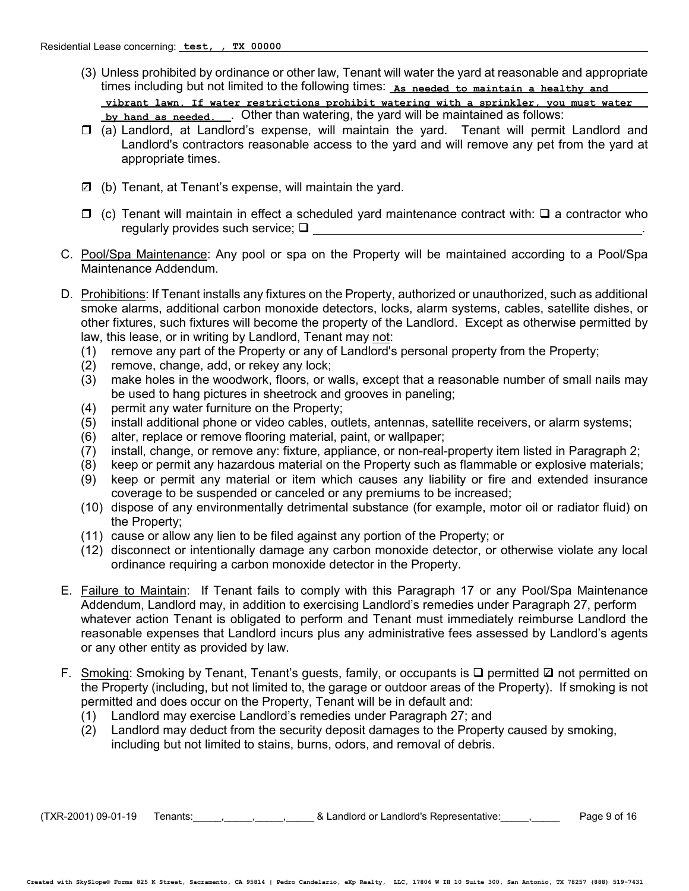(3) Unless prohibited by ordinance or other law, Tenant will water the yard at reasonable and appropriate times including but not limited to the following times: **As needed to maintain a healthy and vibrant lawn. If water restrictions prohibit watering with a sprinkler, you must water by hand as needed.** . Other than watering, the yard will be maintained as follows:

- ☐ (a) Landlord, at Landlord's expense, will maintain the yard. Tenant will permit Landlord and Landlord's contractors reasonable access to the yard and will remove any pet from the yard at appropriate times.
- ☑ (b) Tenant, at Tenant's expense, will maintain the yard.
- ☐ (c) Tenant will maintain in effect a scheduled yard maintenance contract with: ☐ a contractor who regularly provides such service; ☐ ________________________________.

C. Pool/Spa Maintenance: Any pool or spa on the Property will be maintained according to a Pool/Spa Maintenance Addendum.

D. Prohibitions: If Tenant installs any fixtures on the Property, authorized or unauthorized, such as additional smoke alarms, additional carbon monoxide detectors, locks, alarm systems, cables, satellite dishes, or other fixtures, such fixtures will become the property of the Landlord. Except as otherwise permitted by law, this lease, or in writing by Landlord, Tenant may not:

(1) remove any part of the Property or any of Landlord's personal property from the Property;
(2) remove, change, add, or rekey any lock;
(3) make holes in the woodwork, floors, or walls, except that a reasonable number of small nails may be used to hang pictures in sheetrock and grooves in paneling;
(4) permit any water furniture on the Property;
(5) install additional phone or video cables, outlets, antennas, satellite receivers, or alarm systems;
(6) alter, replace or remove flooring material, paint, or wallpaper;
(7) install, change, or remove any: fixture, appliance, or non-real-property item listed in Paragraph 2;
(8) keep or permit any hazardous material on the Property such as flammable or explosive materials;
(9) keep or permit any material or item which causes any liability or fire and extended insurance coverage to be suspended or canceled or any premiums to be increased;
(10) dispose of any environmentally detrimental substance (for example, motor oil or radiator fluid) on the Property;
(11) cause or allow any lien to be filed against any portion of the Property; or
(12) disconnect or intentionally damage any carbon monoxide detector, or otherwise violate any local ordinance requiring a carbon monoxide detector in the Property.

E. Failure to Maintain: If Tenant fails to comply with this Paragraph 17 or any Pool/Spa Maintenance Addendum, Landlord may, in addition to exercising Landlord's remedies under Paragraph 27, perform whatever action Tenant is obligated to perform and Tenant must immediately reimburse Landlord the reasonable expenses that Landlord incurs plus any administrative fees assessed by Landlord's agents or any other entity as provided by law.

F. Smoking: Smoking by Tenant, Tenant's guests, family, or occupants is ☐ permitted ☑ not permitted on the Property (including, but not limited to, the garage or outdoor areas of the Property). If smoking is not permitted and does occur on the Property, Tenant will be in default and:

(1) Landlord may exercise Landlord's remedies under Paragraph 27; and
(2) Landlord may deduct from the security deposit damages to the Property caused by smoking, including but not limited to stains, burns, odors, and removal of debris.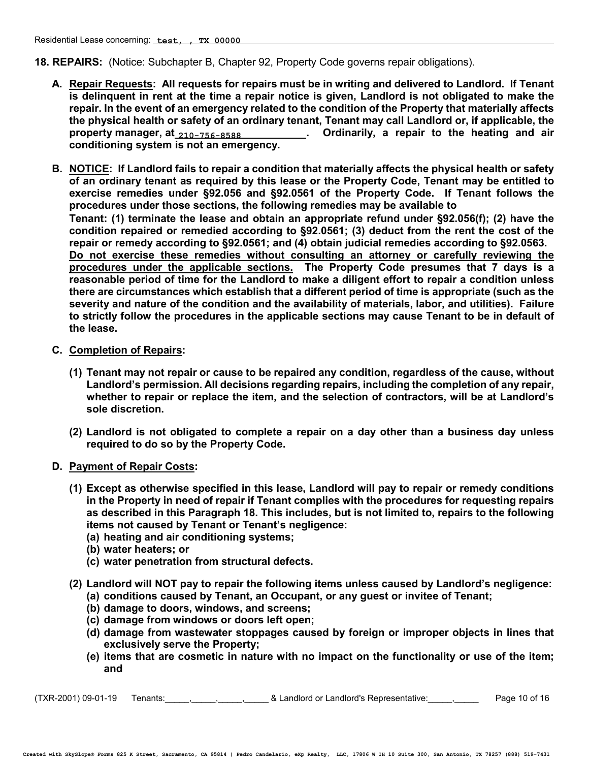**18. REPAIRS:** (Notice: Subchapter B, Chapter 92, Property Code governs repair obligations).

**A. Repair Requests: All requests for repairs must be in writing and delivered to Landlord. If Tenant is delinquent in rent at the time a repair notice is given, Landlord is not obligated to make the repair. In the event of an emergency related to the condition of the Property that materially affects the physical health or safety of an ordinary tenant, Tenant may call Landlord or, if applicable, the property manager, at 210-756-8588. Ordinarily, a repair to the heating and air conditioning system is not an emergency.**

**B. NOTICE: If Landlord fails to repair a condition that materially affects the physical health or safety of an ordinary tenant as required by this lease or the Property Code, Tenant may be entitled to exercise remedies under §92.056 and §92.0561 of the Property Code. If Tenant follows the procedures under those sections, the following remedies may be available to Tenant: (1) terminate the lease and obtain an appropriate refund under §92.056(f); (2) have the condition repaired or remedied according to §92.0561; (3) deduct from the rent the cost of the repair or remedy according to §92.0561; and (4) obtain judicial remedies according to §92.0563. Do not exercise these remedies without consulting an attorney or carefully reviewing the procedures under the applicable sections. The Property Code presumes that 7 days is a reasonable period of time for the Landlord to make a diligent effort to repair a condition unless there are circumstances which establish that a different period of time is appropriate (such as the severity and nature of the condition and the availability of materials, labor, and utilities). Failure to strictly follow the procedures in the applicable sections may cause Tenant to be in default of the lease.**

**C. Completion of Repairs:**

**(1) Tenant may not repair or cause to be repaired any condition, regardless of the cause, without Landlord's permission. All decisions regarding repairs, including the completion of any repair, whether to repair or replace the item, and the selection of contractors, will be at Landlord's sole discretion.**

**(2) Landlord is not obligated to complete a repair on a day other than a business day unless required to do so by the Property Code.**

**D. Payment of Repair Costs:**

**(1) Except as otherwise specified in this lease, Landlord will pay to repair or remedy conditions in the Property in need of repair if Tenant complies with the procedures for requesting repairs as described in this Paragraph 18. This includes, but is not limited to, repairs to the following items not caused by Tenant or Tenant's negligence:**
**(a) heating and air conditioning systems;**
**(b) water heaters; or**
**(c) water penetration from structural defects.**

**(2) Landlord will NOT pay to repair the following items unless caused by Landlord's negligence:**
**(a) conditions caused by Tenant, an Occupant, or any guest or invitee of Tenant;**
**(b) damage to doors, windows, and screens;**
**(c) damage from windows or doors left open;**
**(d) damage from wastewater stoppages caused by foreign or improper objects in lines that exclusively serve the Property;**
**(e) items that are cosmetic in nature with no impact on the functionality or use of the item; and**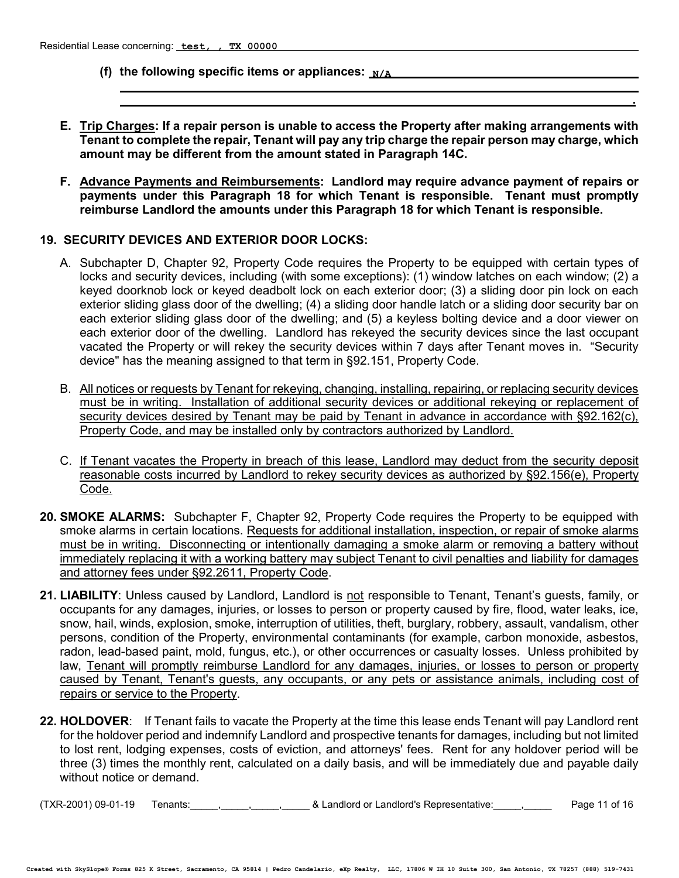**(f) the following specific items or appliances:** N/A

.

**E. Trip Charges: If a repair person is unable to access the Property after making arrangements with Tenant to complete the repair, Tenant will pay any trip charge the repair person may charge, which amount may be different from the amount stated in Paragraph 14C.**

**F. Advance Payments and Reimbursements: Landlord may require advance payment of repairs or payments under this Paragraph 18 for which Tenant is responsible. Tenant must promptly reimburse Landlord the amounts under this Paragraph 18 for which Tenant is responsible.**

**19. SECURITY DEVICES AND EXTERIOR DOOR LOCKS:**

A. Subchapter D, Chapter 92, Property Code requires the Property to be equipped with certain types of locks and security devices, including (with some exceptions): (1) window latches on each window; (2) a keyed doorknob lock or keyed deadbolt lock on each exterior door; (3) a sliding door pin lock on each exterior sliding glass door of the dwelling; (4) a sliding door handle latch or a sliding door security bar on each exterior sliding glass door of the dwelling; and (5) a keyless bolting device and a door viewer on each exterior door of the dwelling. Landlord has rekeyed the security devices since the last occupant vacated the Property or will rekey the security devices within 7 days after Tenant moves in. "Security device" has the meaning assigned to that term in §92.151, Property Code.

B. All notices or requests by Tenant for rekeying, changing, installing, repairing, or replacing security devices must be in writing. Installation of additional security devices or additional rekeying or replacement of security devices desired by Tenant may be paid by Tenant in advance in accordance with §92.162(c), Property Code, and may be installed only by contractors authorized by Landlord.

C. If Tenant vacates the Property in breach of this lease, Landlord may deduct from the security deposit reasonable costs incurred by Landlord to rekey security devices as authorized by §92.156(e), Property Code.

**20. SMOKE ALARMS:** Subchapter F, Chapter 92, Property Code requires the Property to be equipped with smoke alarms in certain locations. Requests for additional installation, inspection, or repair of smoke alarms must be in writing. Disconnecting or intentionally damaging a smoke alarm or removing a battery without immediately replacing it with a working battery may subject Tenant to civil penalties and liability for damages and attorney fees under §92.2611, Property Code.

**21. LIABILITY**: Unless caused by Landlord, Landlord is not responsible to Tenant, Tenant's guests, family, or occupants for any damages, injuries, or losses to person or property caused by fire, flood, water leaks, ice, snow, hail, winds, explosion, smoke, interruption of utilities, theft, burglary, robbery, assault, vandalism, other persons, condition of the Property, environmental contaminants (for example, carbon monoxide, asbestos, radon, lead-based paint, mold, fungus, etc.), or other occurrences or casualty losses. Unless prohibited by law, Tenant will promptly reimburse Landlord for any damages, injuries, or losses to person or property caused by Tenant, Tenant's guests, any occupants, or any pets or assistance animals, including cost of repairs or service to the Property.

**22. HOLDOVER**: If Tenant fails to vacate the Property at the time this lease ends Tenant will pay Landlord rent for the holdover period and indemnify Landlord and prospective tenants for damages, including but not limited to lost rent, lodging expenses, costs of eviction, and attorneys' fees. Rent for any holdover period will be three (3) times the monthly rent, calculated on a daily basis, and will be immediately due and payable daily without notice or demand.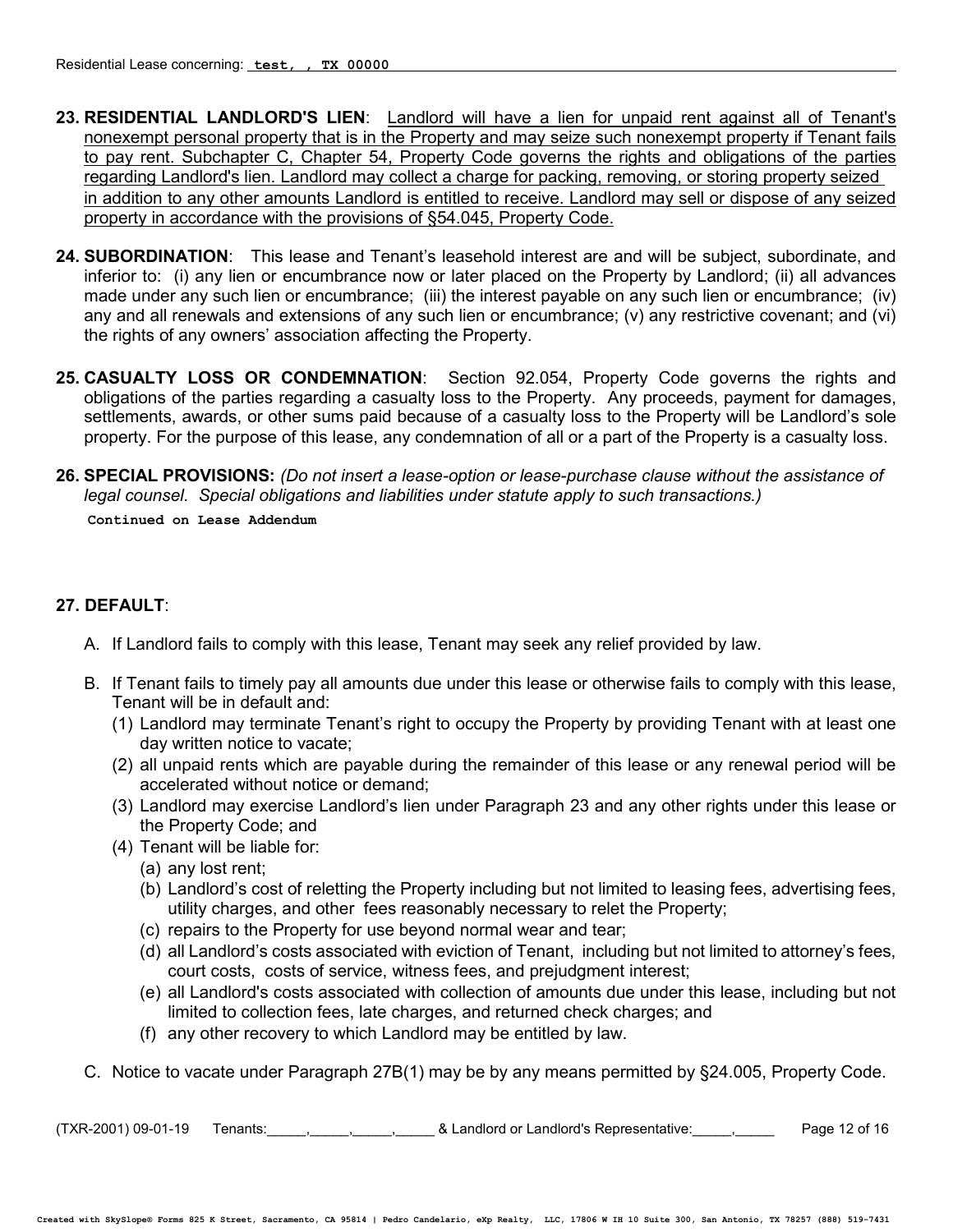**23. RESIDENTIAL LANDLORD'S LIEN**: Landlord will have a lien for unpaid rent against all of Tenant's nonexempt personal property that is in the Property and may seize such nonexempt property if Tenant fails to pay rent. Subchapter C, Chapter 54, Property Code governs the rights and obligations of the parties regarding Landlord's lien. Landlord may collect a charge for packing, removing, or storing property seized in addition to any other amounts Landlord is entitled to receive. Landlord may sell or dispose of any seized property in accordance with the provisions of §54.045, Property Code.

**24. SUBORDINATION**: This lease and Tenant's leasehold interest are and will be subject, subordinate, and inferior to: (i) any lien or encumbrance now or later placed on the Property by Landlord; (ii) all advances made under any such lien or encumbrance; (iii) the interest payable on any such lien or encumbrance; (iv) any and all renewals and extensions of any such lien or encumbrance; (v) any restrictive covenant; and (vi) the rights of any owners' association affecting the Property.

**25. CASUALTY LOSS OR CONDEMNATION**: Section 92.054, Property Code governs the rights and obligations of the parties regarding a casualty loss to the Property. Any proceeds, payment for damages, settlements, awards, or other sums paid because of a casualty loss to the Property will be Landlord's sole property. For the purpose of this lease, any condemnation of all or a part of the Property is a casualty loss.

**26. SPECIAL PROVISIONS:** *(Do not insert a lease-option or lease-purchase clause without the assistance of legal counsel. Special obligations and liabilities under statute apply to such transactions.)*

**Continued on Lease Addendum**

**27. DEFAULT**:

A. If Landlord fails to comply with this lease, Tenant may seek any relief provided by law.

B. If Tenant fails to timely pay all amounts due under this lease or otherwise fails to comply with this lease, Tenant will be in default and:
   1. (1) Landlord may terminate Tenant's right to occupy the Property by providing Tenant with at least one day written notice to vacate;
   2. (2) all unpaid rents which are payable during the remainder of this lease or any renewal period will be accelerated without notice or demand;
   3. (3) Landlord may exercise Landlord's lien under Paragraph 23 and any other rights under this lease or the Property Code; and
   4. (4) Tenant will be liable for:
      - (a) any lost rent;
      - (b) Landlord's cost of reletting the Property including but not limited to leasing fees, advertising fees, utility charges, and other fees reasonably necessary to relet the Property;
      - (c) repairs to the Property for use beyond normal wear and tear;
      - (d) all Landlord's costs associated with eviction of Tenant, including but not limited to attorney's fees, court costs, costs of service, witness fees, and prejudgment interest;
      - (e) all Landlord's costs associated with collection of amounts due under this lease, including but not limited to collection fees, late charges, and returned check charges; and
      - (f) any other recovery to which Landlord may be entitled by law.

C. Notice to vacate under Paragraph 27B(1) may be by any means permitted by §24.005, Property Code.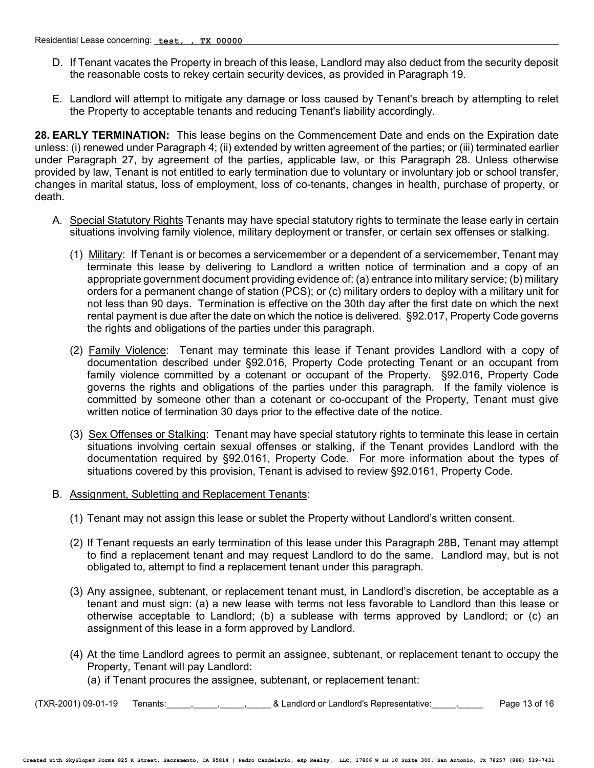D. If Tenant vacates the Property in breach of this lease, Landlord may also deduct from the security deposit the reasonable costs to rekey certain security devices, as provided in Paragraph 19.

E. Landlord will attempt to mitigate any damage or loss caused by Tenant's breach by attempting to relet the Property to acceptable tenants and reducing Tenant's liability accordingly.

**28. EARLY TERMINATION:** This lease begins on the Commencement Date and ends on the Expiration date unless: (i) renewed under Paragraph 4; (ii) extended by written agreement of the parties; or (iii) terminated earlier under Paragraph 27, by agreement of the parties, applicable law, or this Paragraph 28. Unless otherwise provided by law, Tenant is not entitled to early termination due to voluntary or involuntary job or school transfer, changes in marital status, loss of employment, loss of co-tenants, changes in health, purchase of property, or death.

A. Special Statutory Rights Tenants may have special statutory rights to terminate the lease early in certain situations involving family violence, military deployment or transfer, or certain sex offenses or stalking.

(1) Military: If Tenant is or becomes a servicemember or a dependent of a servicemember, Tenant may terminate this lease by delivering to Landlord a written notice of termination and a copy of an appropriate government document providing evidence of: (a) entrance into military service; (b) military orders for a permanent change of station (PCS); or (c) military orders to deploy with a military unit for not less than 90 days. Termination is effective on the 30th day after the first date on which the next rental payment is due after the date on which the notice is delivered. §92.017, Property Code governs the rights and obligations of the parties under this paragraph.

(2) Family Violence: Tenant may terminate this lease if Tenant provides Landlord with a copy of documentation described under §92.016, Property Code protecting Tenant or an occupant from family violence committed by a cotenant or occupant of the Property. §92.016, Property Code governs the rights and obligations of the parties under this paragraph. If the family violence is committed by someone other than a cotenant or co-occupant of the Property, Tenant must give written notice of termination 30 days prior to the effective date of the notice.

(3) Sex Offenses or Stalking: Tenant may have special statutory rights to terminate this lease in certain situations involving certain sexual offenses or stalking, if the Tenant provides Landlord with the documentation required by §92.0161, Property Code. For more information about the types of situations covered by this provision, Tenant is advised to review §92.0161, Property Code.

B. Assignment, Subletting and Replacement Tenants:

(1) Tenant may not assign this lease or sublet the Property without Landlord's written consent.

(2) If Tenant requests an early termination of this lease under this Paragraph 28B, Tenant may attempt to find a replacement tenant and may request Landlord to do the same. Landlord may, but is not obligated to, attempt to find a replacement tenant under this paragraph.

(3) Any assignee, subtenant, or replacement tenant must, in Landlord's discretion, be acceptable as a tenant and must sign: (a) a new lease with terms not less favorable to Landlord than this lease or otherwise acceptable to Landlord; (b) a sublease with terms approved by Landlord; or (c) an assignment of this lease in a form approved by Landlord.

(4) At the time Landlord agrees to permit an assignee, subtenant, or replacement tenant to occupy the Property, Tenant will pay Landlord:

(a) if Tenant procures the assignee, subtenant, or replacement tenant: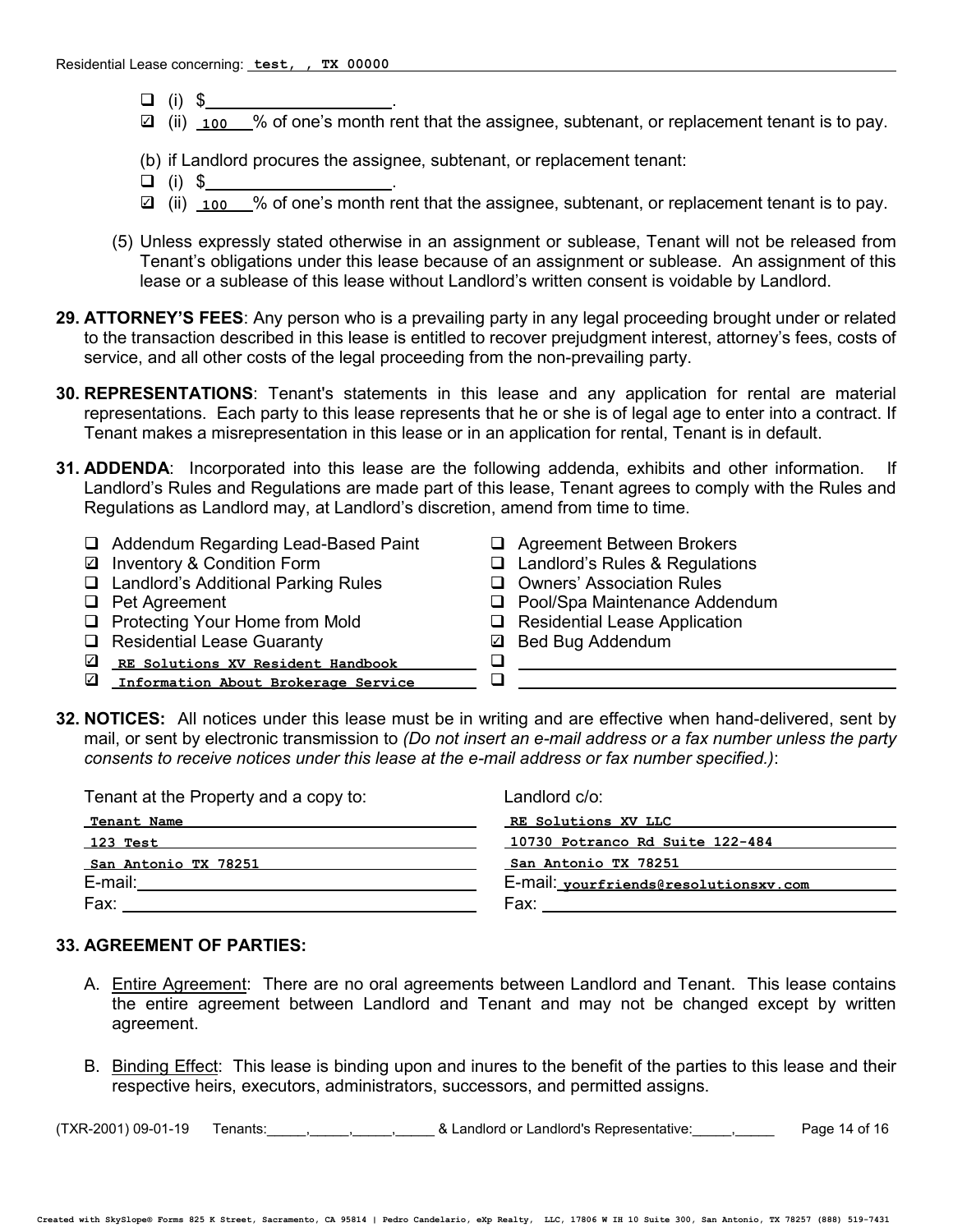- ☐ (i) $\_\_\_\_\_\_\_\_\_\_\_\_\_\_\_\_\_\_\_\_.
- ☑ (ii) 100 % of one's month rent that the assignee, subtenant, or replacement tenant is to pay.

(b) if Landlord procures the assignee, subtenant, or replacement tenant:

- ☐ (i) $\_\_\_\_\_\_\_\_\_\_\_\_\_\_\_\_\_\_\_\_.
- ☑ (ii) 100 % of one's month rent that the assignee, subtenant, or replacement tenant is to pay.

(5) Unless expressly stated otherwise in an assignment or sublease, Tenant will not be released from Tenant's obligations under this lease because of an assignment or sublease. An assignment of this lease or a sublease of this lease without Landlord's written consent is voidable by Landlord.

**29. ATTORNEY'S FEES**: Any person who is a prevailing party in any legal proceeding brought under or related to the transaction described in this lease is entitled to recover prejudgment interest, attorney's fees, costs of service, and all other costs of the legal proceeding from the non-prevailing party.

**30. REPRESENTATIONS**: Tenant's statements in this lease and any application for rental are material representations. Each party to this lease represents that he or she is of legal age to enter into a contract. If Tenant makes a misrepresentation in this lease or in an application for rental, Tenant is in default.

**31. ADDENDA**: Incorporated into this lease are the following addenda, exhibits and other information. If Landlord's Rules and Regulations are made part of this lease, Tenant agrees to comply with the Rules and Regulations as Landlord may, at Landlord's discretion, amend from time to time.

- ☐ Addendum Regarding Lead-Based Paint
- ☑ Inventory & Condition Form
- ☐ Landlord's Additional Parking Rules
- ☐ Pet Agreement
- ☐ Protecting Your Home from Mold
- ☐ Residential Lease Guaranty
- ☑ RE Solutions XV Resident Handbook
- ☑ Information About Brokerage Service
- ☐ Agreement Between Brokers
- ☐ Landlord's Rules & Regulations
- ☐ Owners' Association Rules
- ☐ Pool/Spa Maintenance Addendum
- ☐ Residential Lease Application
- ☑ Bed Bug Addendum
- ☐ \_\_\_\_\_\_\_\_\_\_\_\_\_\_\_\_\_\_\_\_
- ☐ \_\_\_\_\_\_\_\_\_\_\_\_\_\_\_\_\_\_\_\_

**32. NOTICES:** All notices under this lease must be in writing and are effective when hand-delivered, sent by mail, or sent by electronic transmission to *(Do not insert an e-mail address or a fax number unless the party consents to receive notices under this lease at the e-mail address or fax number specified.)*:

| Tenant at the Property and a copy to: | Landlord c/o: |
|---|---|
| Tenant Name | RE Solutions XV LLC |
| 123 Test | 10730 Potranco Rd Suite 122-484 |
| San Antonio TX 78251 | San Antonio TX 78251 |
| E-mail: | E-mail: yourfriends@resolutionsxv.com |
| Fax: | Fax: |

**33. AGREEMENT OF PARTIES:**

A. Entire Agreement: There are no oral agreements between Landlord and Tenant. This lease contains the entire agreement between Landlord and Tenant and may not be changed except by written agreement.

B. Binding Effect: This lease is binding upon and inures to the benefit of the parties to this lease and their respective heirs, executors, administrators, successors, and permitted assigns.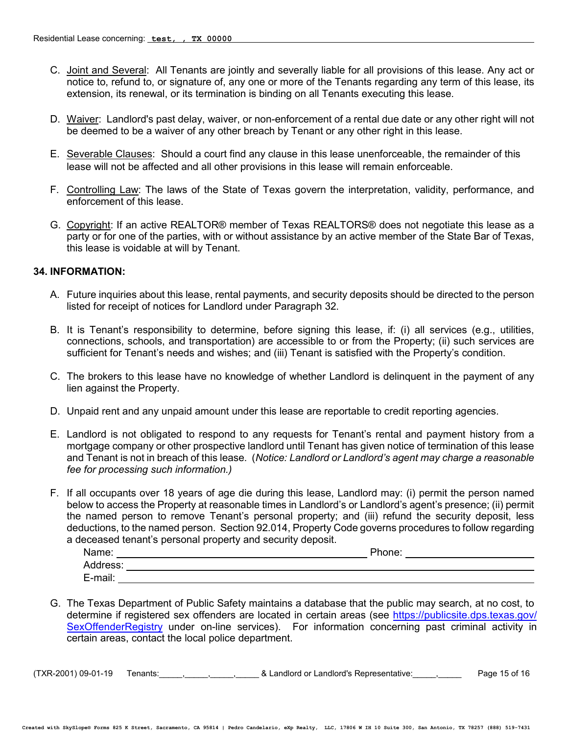C. Joint and Several: All Tenants are jointly and severally liable for all provisions of this lease. Any act or notice to, refund to, or signature of, any one or more of the Tenants regarding any term of this lease, its extension, its renewal, or its termination is binding on all Tenants executing this lease.

D. Waiver: Landlord's past delay, waiver, or non-enforcement of a rental due date or any other right will not be deemed to be a waiver of any other breach by Tenant or any other right in this lease.

E. Severable Clauses: Should a court find any clause in this lease unenforceable, the remainder of this lease will not be affected and all other provisions in this lease will remain enforceable.

F. Controlling Law: The laws of the State of Texas govern the interpretation, validity, performance, and enforcement of this lease.

G. Copyright: If an active REALTOR® member of Texas REALTORS® does not negotiate this lease as a party or for one of the parties, with or without assistance by an active member of the State Bar of Texas, this lease is voidable at will by Tenant.

**34. INFORMATION:**

A. Future inquiries about this lease, rental payments, and security deposits should be directed to the person listed for receipt of notices for Landlord under Paragraph 32.

B. It is Tenant's responsibility to determine, before signing this lease, if: (i) all services (e.g., utilities, connections, schools, and transportation) are accessible to or from the Property; (ii) such services are sufficient for Tenant's needs and wishes; and (iii) Tenant is satisfied with the Property's condition.

C. The brokers to this lease have no knowledge of whether Landlord is delinquent in the payment of any lien against the Property.

D. Unpaid rent and any unpaid amount under this lease are reportable to credit reporting agencies.

E. Landlord is not obligated to respond to any requests for Tenant's rental and payment history from a mortgage company or other prospective landlord until Tenant has given notice of termination of this lease and Tenant is not in breach of this lease. (*Notice: Landlord or Landlord's agent may charge a reasonable fee for processing such information.)*

F. If all occupants over 18 years of age die during this lease, Landlord may: (i) permit the person named below to access the Property at reasonable times in Landlord's or Landlord's agent's presence; (ii) permit the named person to remove Tenant's personal property; and (iii) refund the security deposit, less deductions, to the named person. Section 92.014, Property Code governs procedures to follow regarding a deceased tenant's personal property and security deposit.

Name: ______________________________ Phone: ______________
Address: ______________________________________________
E-mail: _______________________________________________

G. The Texas Department of Public Safety maintains a database that the public may search, at no cost, to determine if registered sex offenders are located in certain areas (see https://publicsite.dps.texas.gov/SexOffenderRegistry under on-line services). For information concerning past criminal activity in certain areas, contact the local police department.

(TXR-2001) 09-01-19 Tenants:_____,_____,_____,_____ & Landlord or Landlord's Representative:_____,_____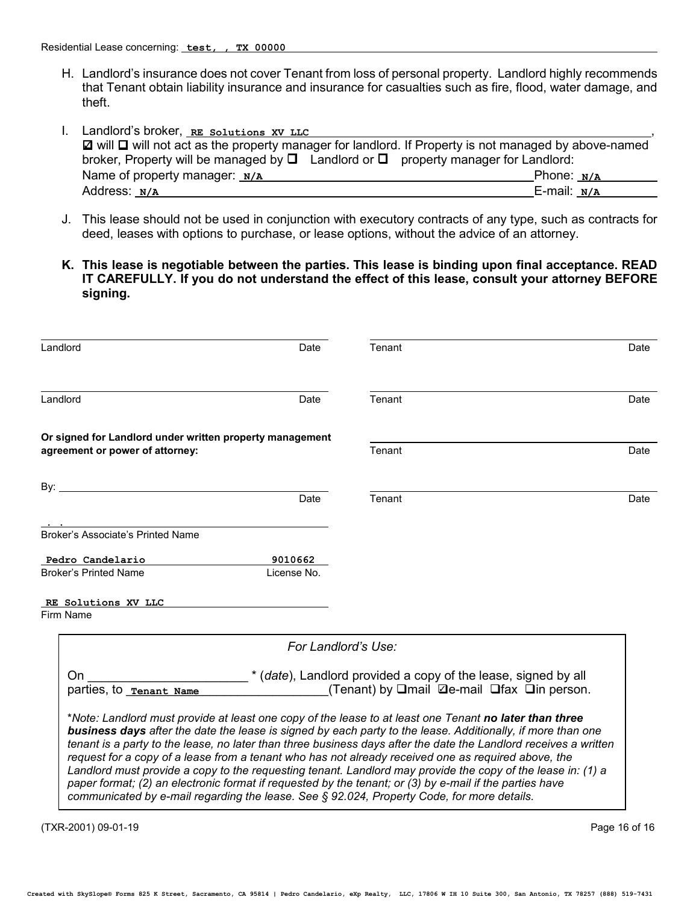H. Landlord's insurance does not cover Tenant from loss of personal property. Landlord highly recommends that Tenant obtain liability insurance and insurance for casualties such as fire, flood, water damage, and theft.

I. Landlord's broker, **RE Solutions XV LLC**,
☑ will ☐ will not act as the property manager for landlord. If Property is not managed by above-named broker, Property will be managed by ☐ Landlord or ☐ property manager for Landlord:
Name of property manager: **N/A** Phone: **N/A**
Address: **N/A** E-mail: **N/A**

J. This lease should not be used in conjunction with executory contracts of any type, such as contracts for deed, leases with options to purchase, or lease options, without the advice of an attorney.

**K. This lease is negotiable between the parties. This lease is binding upon final acceptance. READ IT CAREFULLY. If you do not understand the effect of this lease, consult your attorney BEFORE signing.**

| | | | |
|---|---|---|---|
| Landlord | Date | Tenant | Date |
| Landlord | Date | Tenant | Date |
| **Or signed for Landlord under written property management agreement or power of attorney:** | | Tenant | Date |
| By: | Date | Tenant | Date |

. .
Broker's Associate's Printed Name

**Pedro Candelario** — **9010662**
Broker's Printed Name — License No.

**RE Solutions XV LLC**
Firm Name

*For Landlord's Use:*

On ______________________ * (*date*), Landlord provided a copy of the lease, signed by all parties, to **Tenant Name** (Tenant) by ☐mail ☑e-mail ☐fax ☐in person.

\**Note: Landlord must provide at least one copy of the lease to at least one Tenant **no later than three business days** after the date the lease is signed by each party to the lease. Additionally, if more than one tenant is a party to the lease, no later than three business days after the date the Landlord receives a written request for a copy of a lease from a tenant who has not already received one as required above, the Landlord must provide a copy to the requesting tenant. Landlord may provide the copy of the lease in: (1) a paper format; (2) an electronic format if requested by the tenant; or (3) by e-mail if the parties have communicated by e-mail regarding the lease. See § 92.024, Property Code, for more details.*